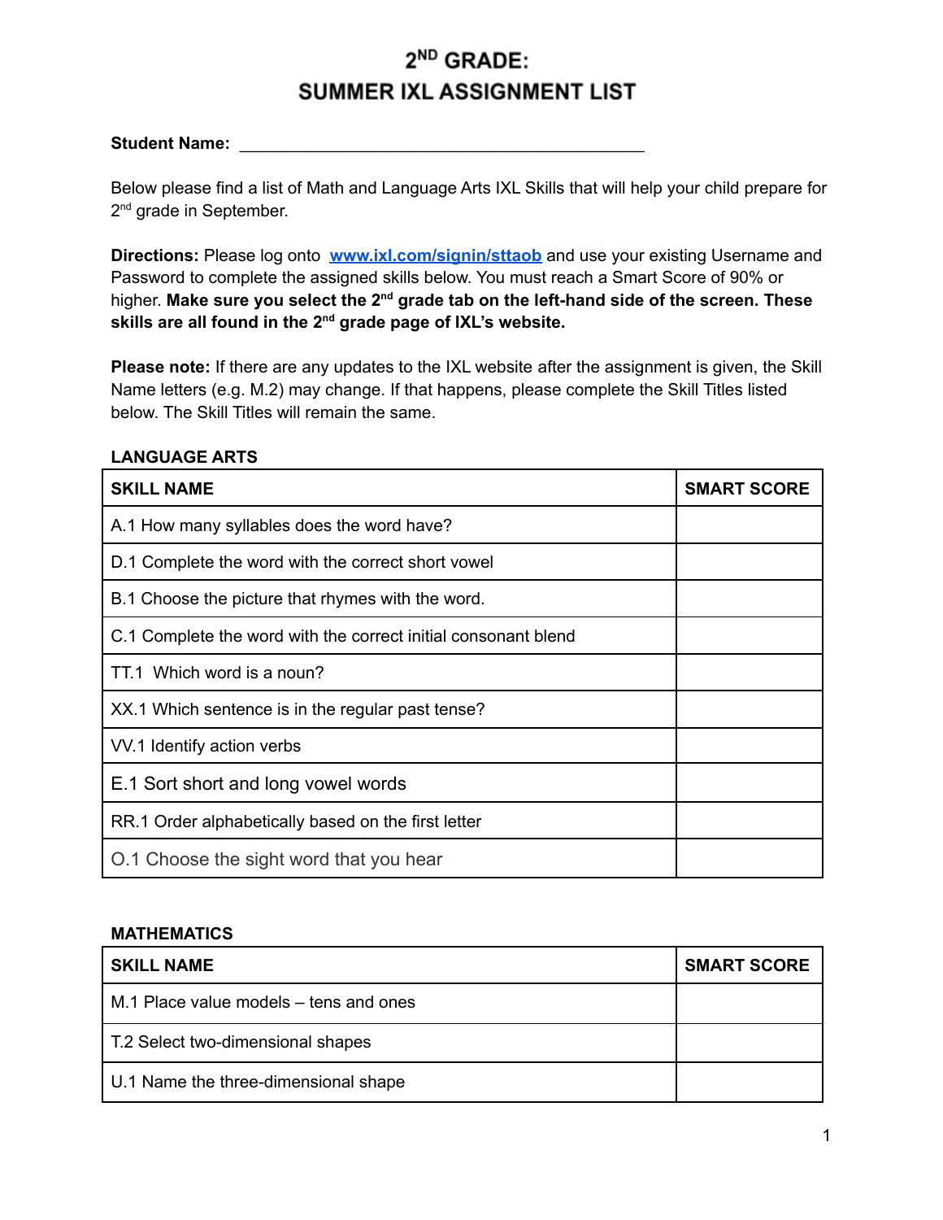# 2ND GRADE:
# SUMMER IXL ASSIGNMENT LIST

**Student Name:** _____________________________________________

Below please find a list of Math and Language Arts IXL Skills that will help your child prepare for 2nd grade in September.

**Directions:** Please log onto [www.ixl.com/signin/sttaob](http://www.ixl.com/signin/sttaob) and use your existing Username and Password to complete the assigned skills below. You must reach a Smart Score of 90% or higher. **Make sure you select the 2nd grade tab on the left-hand side of the screen. These skills are all found in the 2nd grade page of IXL's website.**

**Please note:** If there are any updates to the IXL website after the assignment is given, the Skill Name letters (e.g. M.2) may change. If that happens, please complete the Skill Titles listed below. The Skill Titles will remain the same.

**LANGUAGE ARTS**

| SKILL NAME | SMART SCORE |
|---|---|
| A.1 How many syllables does the word have? | |
| D.1 Complete the word with the correct short vowel | |
| B.1 Choose the picture that rhymes with the word. | |
| C.1 Complete the word with the correct initial consonant blend | |
| TT.1 Which word is a noun? | |
| XX.1 Which sentence is in the regular past tense? | |
| VV.1 Identify action verbs | |
| E.1 Sort short and long vowel words | |
| RR.1 Order alphabetically based on the first letter | |
| O.1 Choose the sight word that you hear | |

**MATHEMATICS**

| SKILL NAME | SMART SCORE |
|---|---|
| M.1 Place value models – tens and ones | |
| T.2 Select two-dimensional shapes | |
| U.1 Name the three-dimensional shape | |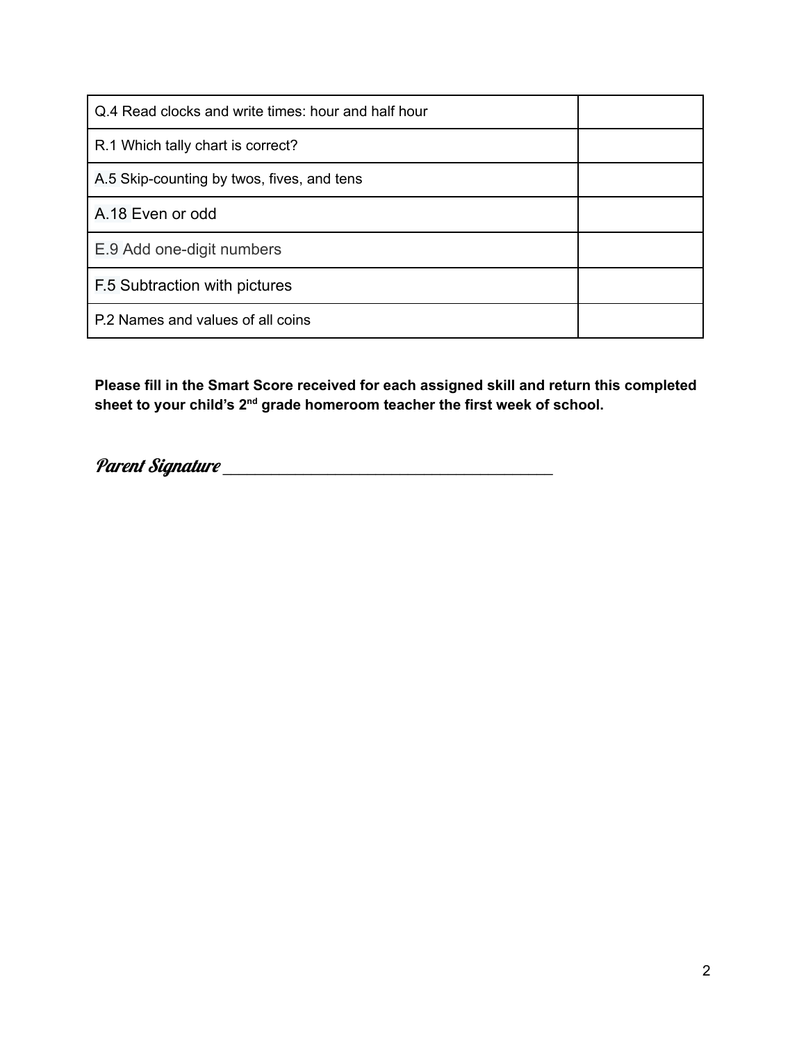| | |
|---|---|
| Q.4 Read clocks and write times: hour and half hour | |
| R.1 Which tally chart is correct? | |
| A.5 Skip-counting by twos, fives, and tens | |
| A.18 Even or odd | |
| E.9 Add one-digit numbers | |
| F.5 Subtraction with pictures | |
| P.2 Names and values of all coins | |

**Please fill in the Smart Score received for each assigned skill and return this completed sheet to your child's 2nd grade homeroom teacher the first week of school.**

*Parent Signature* ______________________________________